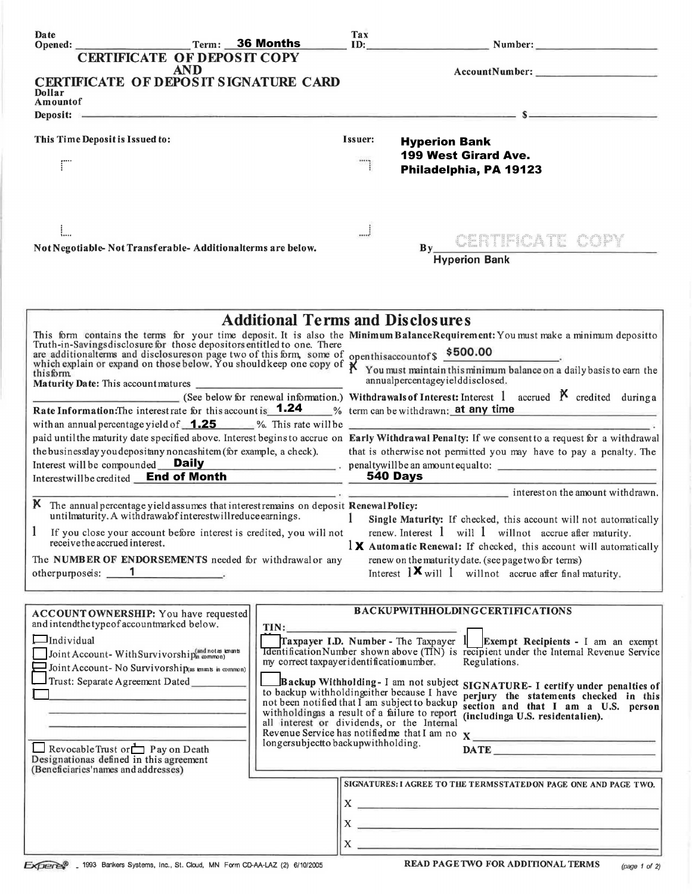Date Opened: ____________________ Term: **36 Months** Tax ID: ____________________ Number: ____________________

# CERTIFICATE OF DEPOSIT COPY AND CERTIFICATE OF DEPOSIT SIGNATURE CARD

AccountNumber: ____________________

Dollar Amount of Deposit: ____________________ $ ____________________

**This Time Deposit is Issued to:**

**Issuer:** **Hyperion Bank**
**199 West Girard Ave.**
**Philadelphia, PA 19123**

Not Negotiable- Not Transferable- Additional terms are below.

By CERTIFICATE COPY
**Hyperion Bank**

## Additional Terms and Disclosures

This form contains the terms for your time deposit. It is also the Truth-in-Savings disclosure for those depositors entitled to one. There are additional terms and disclosures on page two of this form, some of which explain or expand on those below. You should keep one copy of this form.

**Maturity Date:** This account matures ____________________ (See below for renewal information.)

**Rate Information:** The interest rate for this account is **1.24** % with an annual percentage yield of **1.25** %. This rate will be paid until the maturity date specified above. Interest begins to accrue on the business day you deposit any noncash item (for example, a check).

Interest will be compounded **Daily**.

Interest will be credited **End of Month**.

☒ The annual percentage yield assumes that interest remains on deposit until maturity. A withdrawal of interest will reduce earnings.

☐ If you close your account before interest is credited, you will not receive the accrued interest.

The **NUMBER OF ENDORSEMENTS** needed for withdrawal or any other purpose is: **1**.

**Minimum Balance Requirement:** You must make a minimum deposit to open this account of $ **$500.00**.

☒ You must maintain this minimum balance on a daily basis to earn the annual percentage yield disclosed.

**Withdrawals of Interest:** Interest ☐ accrued ☒ credited during a term can be withdrawn: **at any time**

**Early Withdrawal Penalty:** If we consent to a request for a withdrawal that is otherwise not permitted you may have to pay a penalty. The penalty will be an amount equal to: **540 Days** interest on the amount withdrawn.

**Renewal Policy:**

☐ **Single Maturity:** If checked, this account will not automatically renew. Interest ☐ will ☐ will not accrue after maturity.

☒ **Automatic Renewal:** If checked, this account will automatically renew on the maturity date. (see page two for terms) Interest ☒ will ☐ will not accrue after final maturity.

**ACCOUNT OWNERSHIP:** You have requested and intend the type of account marked below.

☐ Individual
☐ Joint Account- With Survivorship (and not as tenants in common)
☐ Joint Account- No Survivorship (as tenants in common)
☐ Trust: Separate Agreement Dated ____________
☐ ____________________

☐ Revocable Trust or ☐ Pay on Death Designation as defined in this agreement (Beneficiaries' names and addresses)

**BACKUP WITHHOLDING CERTIFICATIONS**

TIN: ____________________

☐ **Taxpayer I.D. Number -** The Taxpayer Identification Number shown above (TIN) is my correct taxpayer identification number.

☐ **Backup Withholding -** I am not subject to backup withholding either because I have not been notified that I am subject to backup withholding as a result of a failure to report all interest or dividends, or the Internal Revenue Service has notified me that I am no longer subject to backup withholding.

☐ **Exempt Recipients -** I am an exempt recipient under the Internal Revenue Service Regulations.

**SIGNATURE- I certify under penalties of perjury the statements checked in this section and that I am a U.S. person (including a U.S. resident alien).**

X ____________________

DATE ____________________

**SIGNATURES: I AGREE TO THE TERMS STATED ON PAGE ONE AND PAGE TWO.**

X ____________________

X ____________________

X ____________________

Expere® - 1993 Bankers Systems, Inc., St. Cloud, MN Form CD-AA-LAZ (2) 6/10/2005

**READ PAGE TWO FOR ADDITIONAL TERMS**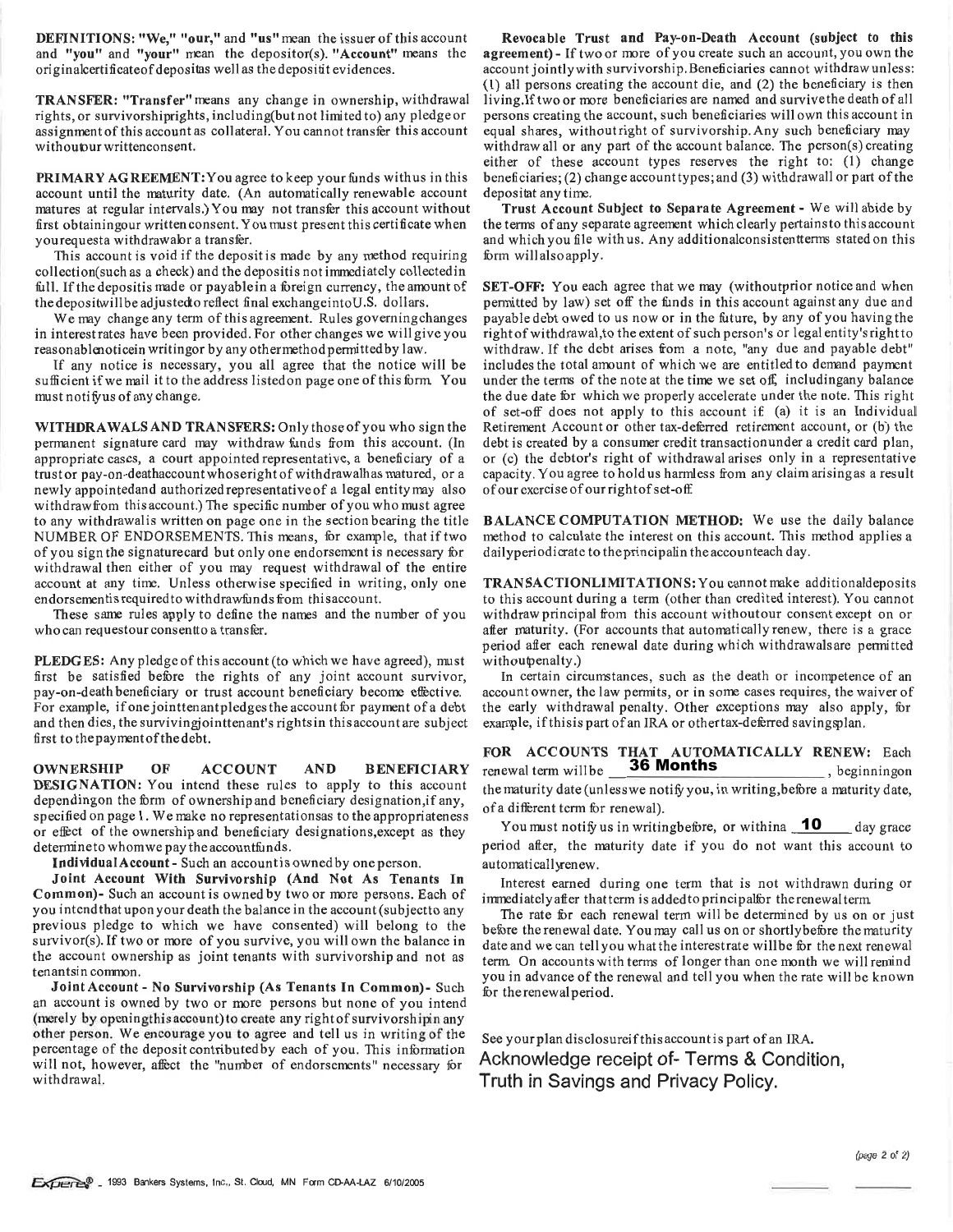**DEFINITIONS:** "We," "our," and "us" mean the issuer of this account and "you" and "your" mean the depositor(s). "Account" means the original certificate of deposit as well as the deposit it evidences.

**TRANSFER:** "Transfer" means any change in ownership, withdrawal rights, or survivorship rights, including (but not limited to) any pledge or assignment of this account as collateral. You cannot transfer this account without our written consent.

**PRIMARY AGREEMENT:** You agree to keep your funds with us in this account until the maturity date. (An automatically renewable account matures at regular intervals.) You may not transfer this account without first obtaining our written consent. You must present this certificate when you request a withdrawal or a transfer.

This account is void if the deposit is made by any method requiring collection (such as a check) and the deposit is not immediately collected in full. If the deposit is made or payable in a foreign currency, the amount of the deposit will be adjusted to reflect final exchange into U.S. dollars.

We may change any term of this agreement. Rules governing changes in interest rates have been provided. For other changes we will give you reasonable notice in writing or by any other method permitted by law.

If any notice is necessary, you all agree that the notice will be sufficient if we mail it to the address listed on page one of this form. You must notify us of any change.

**WITHDRAWALS AND TRANSFERS:** Only those of you who sign the permanent signature card may withdraw funds from this account. (In appropriate cases, a court appointed representative, a beneficiary of a trust or pay-on-death account whose right of withdrawal has matured, or a newly appointed and authorized representative of a legal entity may also withdraw from this account.) The specific number of you who must agree to any withdrawal is written on page one in the section bearing the title NUMBER OF ENDORSEMENTS. This means, for example, that if two of you sign the signature card but only one endorsement is necessary for withdrawal then either of you may request withdrawal of the entire account at any time. Unless otherwise specified in writing, only one endorsement is required to withdraw funds from this account.

These same rules apply to define the names and the number of you who can request our consent to a transfer.

**PLEDGES:** Any pledge of this account (to which we have agreed), must first be satisfied before the rights of any joint account survivor, pay-on-death beneficiary or trust account beneficiary become effective. For example, if one joint tenant pledges the account for payment of a debt and then dies, the surviving joint tenant's rights in this account are subject first to the payment of the debt.

**OWNERSHIP OF ACCOUNT AND BENEFICIARY DESIGNATION:** You intend these rules to apply to this account depending on the form of ownership and beneficiary designation, if any, specified on page 1. We make no representations as to the appropriateness or effect of the ownership and beneficiary designations, except as they determine to whom we pay the account funds.

**Individual Account** - Such an account is owned by one person.

**Joint Account With Survivorship (And Not As Tenants In Common)** - Such an account is owned by two or more persons. Each of you intend that upon your death the balance in the account (subject to any previous pledge to which we have consented) will belong to the survivor(s). If two or more of you survive, you will own the balance in the account ownership as joint tenants with survivorship and not as tenants in common.

**Joint Account - No Survivorship (As Tenants In Common)** - Such an account is owned by two or more persons but none of you intend (merely by opening this account) to create any right of survivorship in any other person. We encourage you to agree and tell us in writing of the percentage of the deposit contributed by each of you. This information will not, however, affect the "number of endorsements" necessary for withdrawal.

**Revocable Trust and Pay-on-Death Account (subject to this agreement)** - If two or more of you create such an account, you own the account jointly with survivorship. Beneficiaries cannot withdraw unless: (1) all persons creating the account die, and (2) the beneficiary is then living. If two or more beneficiaries are named and survive the death of all persons creating the account, such beneficiaries will own this account in equal shares, without right of survivorship. Any such beneficiary may withdraw all or any part of the account balance. The person(s) creating either of these account types reserves the right to: (1) change beneficiaries; (2) change account types; and (3) withdraw all or part of the deposit at any time.

**Trust Account Subject to Separate Agreement** - We will abide by the terms of any separate agreement which clearly pertains to this account and which you file with us. Any additional consistent terms stated on this form will also apply.

**SET-OFF:** You each agree that we may (without prior notice and when permitted by law) set off the funds in this account against any due and payable debt owed to us now or in the future, by any of you having the right of withdrawal, to the extent of such person's or legal entity's right to withdraw. If the debt arises from a note, "any due and payable debt" includes the total amount of which we are entitled to demand payment under the terms of the note at the time we set off, including any balance the due date for which we properly accelerate under the note. This right of set-off does not apply to this account if: (a) it is an Individual Retirement Account or other tax-deferred retirement account, or (b) the debt is created by a consumer credit transaction under a credit card plan, or (c) the debtor's right of withdrawal arises only in a representative capacity. You agree to hold us harmless from any claim arising as a result of our exercise of our right of set-off.

**BALANCE COMPUTATION METHOD:** We use the daily balance method to calculate the interest on this account. This method applies a daily periodic rate to the principal in the account each day.

**TRANSACTION LIMITATIONS:** You cannot make additional deposits to this account during a term (other than credited interest). You cannot withdraw principal from this account without our consent except on or after maturity. (For accounts that automatically renew, there is a grace period after each renewal date during which withdrawals are permitted without penalty.)

In certain circumstances, such as the death or incompetence of an account owner, the law permits, or in some cases requires, the waiver of the early withdrawal penalty. Other exceptions may also apply, for example, if this is part of an IRA or other tax-deferred savings plan.

**FOR ACCOUNTS THAT AUTOMATICALLY RENEW:** Each renewal term will be **36 Months**, beginning on the maturity date (unless we notify you, in writing, before a maturity date, of a different term for renewal).

You must notify us in writing before, or within a **10** day grace period after, the maturity date if you do not want this account to automatically renew.

Interest earned during one term that is not withdrawn during or immediately after that term is added to principal for the renewal term.

The rate for each renewal term will be determined by us on or just before the renewal date. You may call us on or shortly before the maturity date and we can tell you what the interest rate will be for the next renewal term. On accounts with terms of longer than one month we will remind you in advance of the renewal and tell you when the rate will be known for the renewal period.

See your plan disclosure if this account is part of an IRA.

Acknowledge receipt of- Terms & Condition, Truth in Savings and Privacy Policy.

Experts® - 1993 Bankers Systems, Inc., St. Cloud, MN Form CD-AA-LAZ 6/10/2005